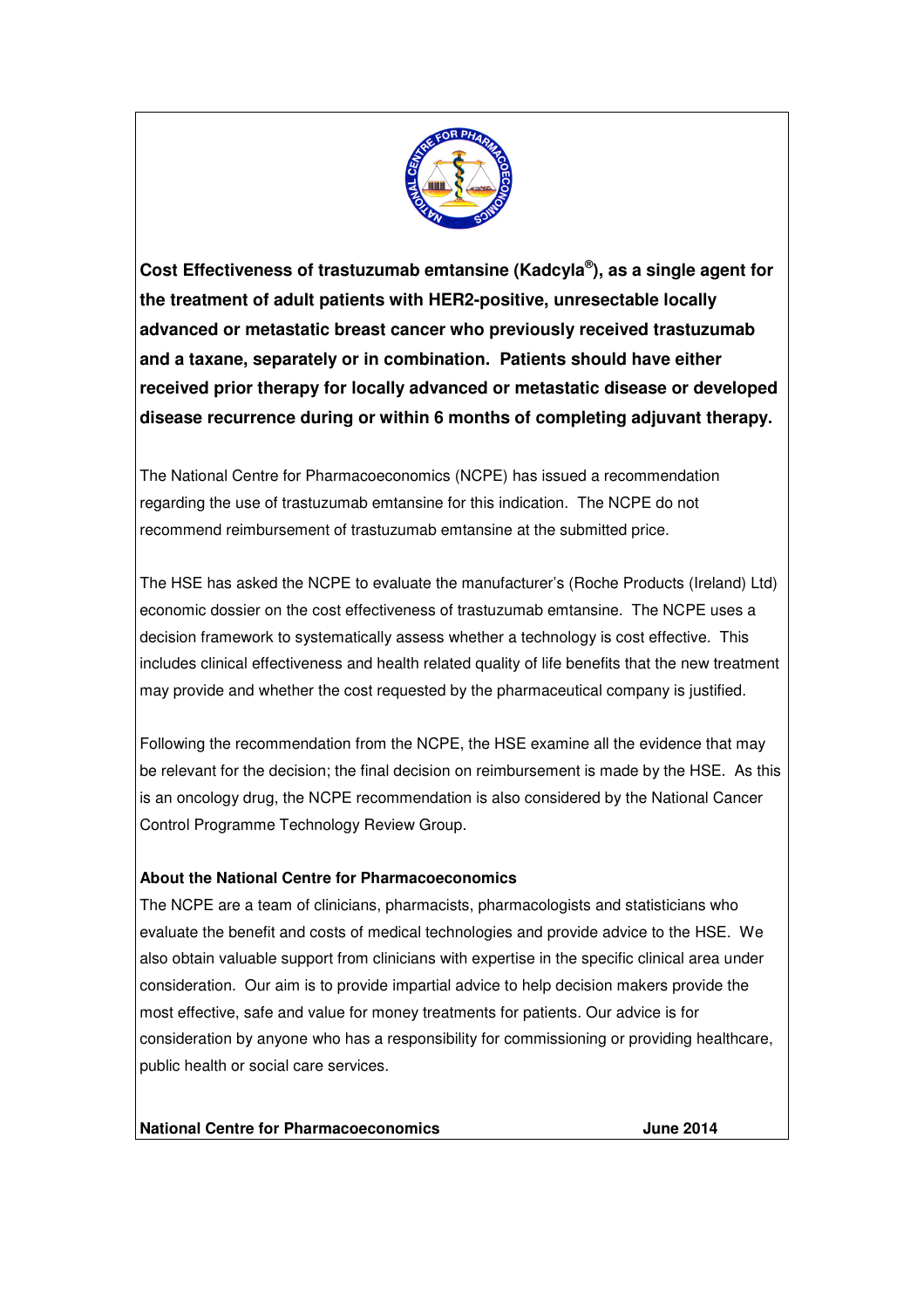**Cost Effectiveness of trastuzumab emtansine (Kadcyla®), as a single agent for the treatment of adult patients with HER2-positive, unresectable locally advanced or metastatic breast cancer who previously received trastuzumab and a taxane, separately or in combination. Patients should have either received prior therapy for locally advanced or metastatic disease or developed disease recurrence during or within 6 months of completing adjuvant therapy.**

The National Centre for Pharmacoeconomics (NCPE) has issued a recommendation regarding the use of trastuzumab emtansine for this indication. The NCPE do not recommend reimbursement of trastuzumab emtansine at the submitted price.

The HSE has asked the NCPE to evaluate the manufacturer's (Roche Products (Ireland) Ltd) economic dossier on the cost effectiveness of trastuzumab emtansine. The NCPE uses a decision framework to systematically assess whether a technology is cost effective. This includes clinical effectiveness and health related quality of life benefits that the new treatment may provide and whether the cost requested by the pharmaceutical company is justified.

Following the recommendation from the NCPE, the HSE examine all the evidence that may be relevant for the decision; the final decision on reimbursement is made by the HSE. As this is an oncology drug, the NCPE recommendation is also considered by the National Cancer Control Programme Technology Review Group.

**About the National Centre for Pharmacoeconomics**

The NCPE are a team of clinicians, pharmacists, pharmacologists and statisticians who evaluate the benefit and costs of medical technologies and provide advice to the HSE. We also obtain valuable support from clinicians with expertise in the specific clinical area under consideration. Our aim is to provide impartial advice to help decision makers provide the most effective, safe and value for money treatments for patients. Our advice is for consideration by anyone who has a responsibility for commissioning or providing healthcare, public health or social care services.

**National Centre for Pharmacoeconomics** **June 2014**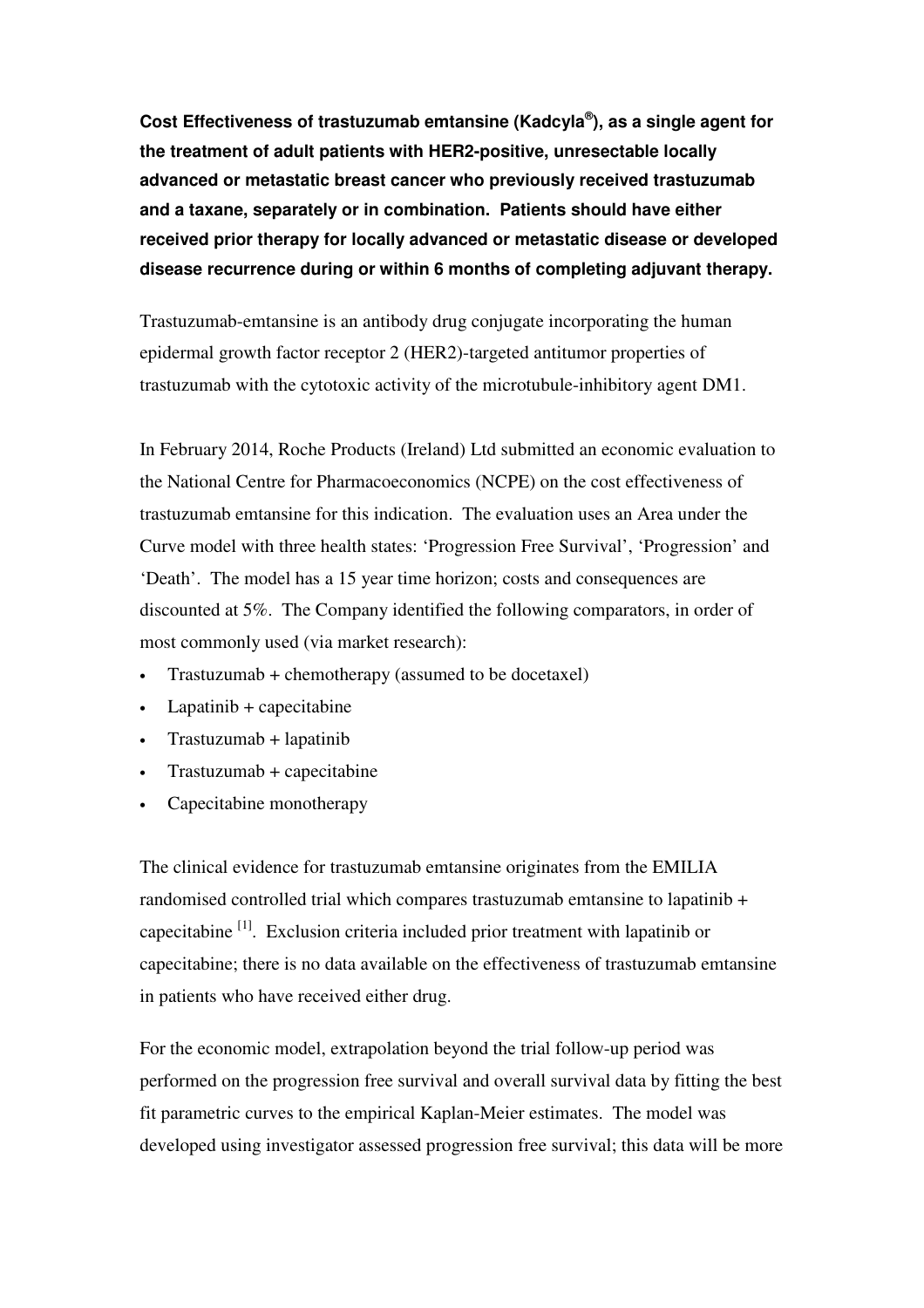**Cost Effectiveness of trastuzumab emtansine (Kadcyla®), as a single agent for the treatment of adult patients with HER2-positive, unresectable locally advanced or metastatic breast cancer who previously received trastuzumab and a taxane, separately or in combination. Patients should have either received prior therapy for locally advanced or metastatic disease or developed disease recurrence during or within 6 months of completing adjuvant therapy.**

Trastuzumab-emtansine is an antibody drug conjugate incorporating the human epidermal growth factor receptor 2 (HER2)-targeted antitumor properties of trastuzumab with the cytotoxic activity of the microtubule-inhibitory agent DM1.

In February 2014, Roche Products (Ireland) Ltd submitted an economic evaluation to the National Centre for Pharmacoeconomics (NCPE) on the cost effectiveness of trastuzumab emtansine for this indication. The evaluation uses an Area under the Curve model with three health states: 'Progression Free Survival', 'Progression' and 'Death'. The model has a 15 year time horizon; costs and consequences are discounted at 5%. The Company identified the following comparators, in order of most commonly used (via market research):

- Trastuzumab + chemotherapy (assumed to be docetaxel)
- Lapatinib + capecitabine
- Trastuzumab + lapatinib
- Trastuzumab + capecitabine
- Capecitabine monotherapy

The clinical evidence for trastuzumab emtansine originates from the EMILIA randomised controlled trial which compares trastuzumab emtansine to lapatinib + capecitabine [1]. Exclusion criteria included prior treatment with lapatinib or capecitabine; there is no data available on the effectiveness of trastuzumab emtansine in patients who have received either drug.

For the economic model, extrapolation beyond the trial follow-up period was performed on the progression free survival and overall survival data by fitting the best fit parametric curves to the empirical Kaplan-Meier estimates. The model was developed using investigator assessed progression free survival; this data will be more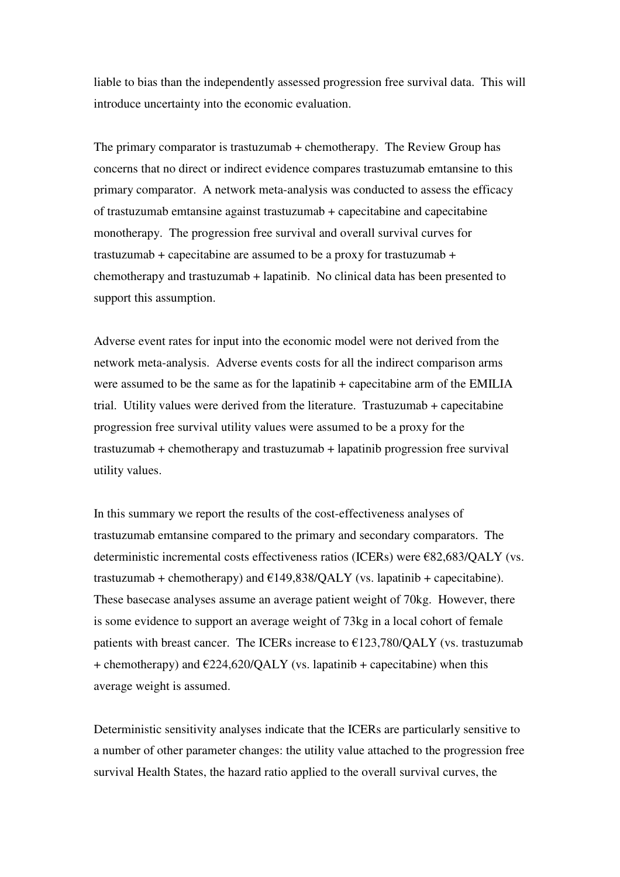liable to bias than the independently assessed progression free survival data. This will introduce uncertainty into the economic evaluation.

The primary comparator is trastuzumab + chemotherapy. The Review Group has concerns that no direct or indirect evidence compares trastuzumab emtansine to this primary comparator. A network meta-analysis was conducted to assess the efficacy of trastuzumab emtansine against trastuzumab + capecitabine and capecitabine monotherapy. The progression free survival and overall survival curves for trastuzumab + capecitabine are assumed to be a proxy for trastuzumab + chemotherapy and trastuzumab + lapatinib. No clinical data has been presented to support this assumption.

Adverse event rates for input into the economic model were not derived from the network meta-analysis. Adverse events costs for all the indirect comparison arms were assumed to be the same as for the lapatinib + capecitabine arm of the EMILIA trial. Utility values were derived from the literature. Trastuzumab + capecitabine progression free survival utility values were assumed to be a proxy for the trastuzumab + chemotherapy and trastuzumab + lapatinib progression free survival utility values.

In this summary we report the results of the cost-effectiveness analyses of trastuzumab emtansine compared to the primary and secondary comparators. The deterministic incremental costs effectiveness ratios (ICERs) were €82,683/QALY (vs. trastuzumab + chemotherapy) and €149,838/QALY (vs. lapatinib + capecitabine). These basecase analyses assume an average patient weight of 70kg. However, there is some evidence to support an average weight of 73kg in a local cohort of female patients with breast cancer. The ICERs increase to €123,780/QALY (vs. trastuzumab + chemotherapy) and €224,620/QALY (vs. lapatinib + capecitabine) when this average weight is assumed.

Deterministic sensitivity analyses indicate that the ICERs are particularly sensitive to a number of other parameter changes: the utility value attached to the progression free survival Health States, the hazard ratio applied to the overall survival curves, the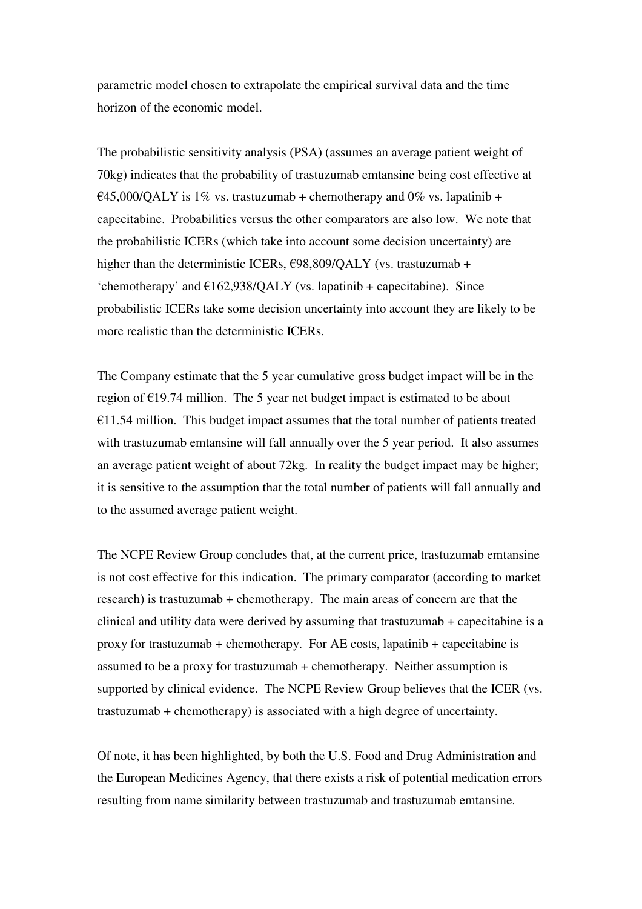parametric model chosen to extrapolate the empirical survival data and the time horizon of the economic model.

The probabilistic sensitivity analysis (PSA) (assumes an average patient weight of 70kg) indicates that the probability of trastuzumab emtansine being cost effective at €45,000/QALY is 1% vs. trastuzumab + chemotherapy and 0% vs. lapatinib + capecitabine. Probabilities versus the other comparators are also low. We note that the probabilistic ICERs (which take into account some decision uncertainty) are higher than the deterministic ICERs, €98,809/QALY (vs. trastuzumab + 'chemotherapy' and €162,938/QALY (vs. lapatinib + capecitabine). Since probabilistic ICERs take some decision uncertainty into account they are likely to be more realistic than the deterministic ICERs.

The Company estimate that the 5 year cumulative gross budget impact will be in the region of €19.74 million. The 5 year net budget impact is estimated to be about €11.54 million. This budget impact assumes that the total number of patients treated with trastuzumab emtansine will fall annually over the 5 year period. It also assumes an average patient weight of about 72kg. In reality the budget impact may be higher; it is sensitive to the assumption that the total number of patients will fall annually and to the assumed average patient weight.

The NCPE Review Group concludes that, at the current price, trastuzumab emtansine is not cost effective for this indication. The primary comparator (according to market research) is trastuzumab + chemotherapy. The main areas of concern are that the clinical and utility data were derived by assuming that trastuzumab + capecitabine is a proxy for trastuzumab + chemotherapy. For AE costs, lapatinib + capecitabine is assumed to be a proxy for trastuzumab + chemotherapy. Neither assumption is supported by clinical evidence. The NCPE Review Group believes that the ICER (vs. trastuzumab + chemotherapy) is associated with a high degree of uncertainty.

Of note, it has been highlighted, by both the U.S. Food and Drug Administration and the European Medicines Agency, that there exists a risk of potential medication errors resulting from name similarity between trastuzumab and trastuzumab emtansine.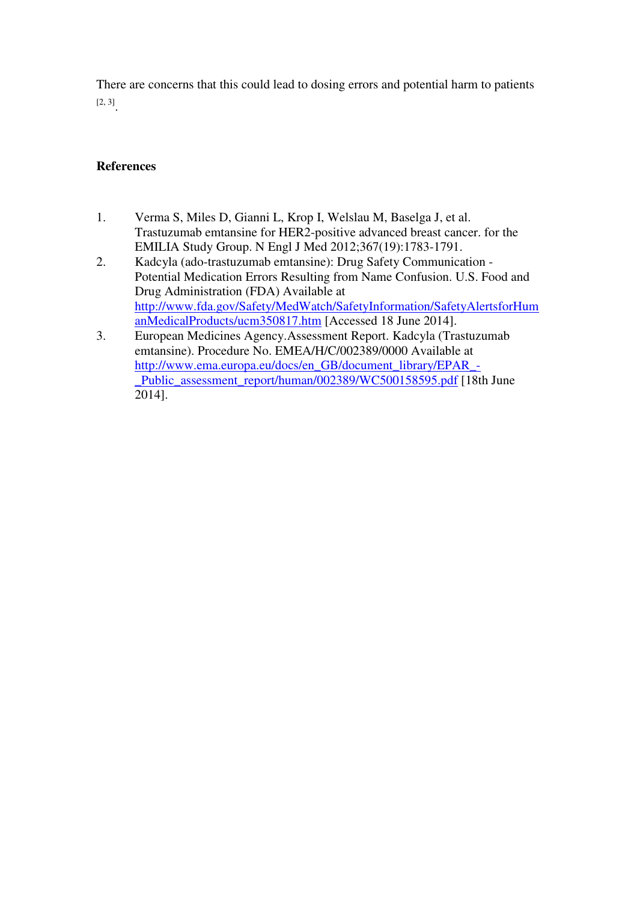There are concerns that this could lead to dosing errors and potential harm to patients [2, 3].

**References**

1. Verma S, Miles D, Gianni L, Krop I, Welslau M, Baselga J, et al. Trastuzumab emtansine for HER2-positive advanced breast cancer. for the EMILIA Study Group. N Engl J Med 2012;367(19):1783-1791.
2. Kadcyla (ado-trastuzumab emtansine): Drug Safety Communication - Potential Medication Errors Resulting from Name Confusion. U.S. Food and Drug Administration (FDA) Available at http://www.fda.gov/Safety/MedWatch/SafetyInformation/SafetyAlertsforHumanMedicalProducts/ucm350817.htm [Accessed 18 June 2014].
3. European Medicines Agency.Assessment Report. Kadcyla (Trastuzumab emtansine). Procedure No. EMEA/H/C/002389/0000 Available at http://www.ema.europa.eu/docs/en_GB/document_library/EPAR_-_Public_assessment_report/human/002389/WC500158595.pdf [18th June 2014].